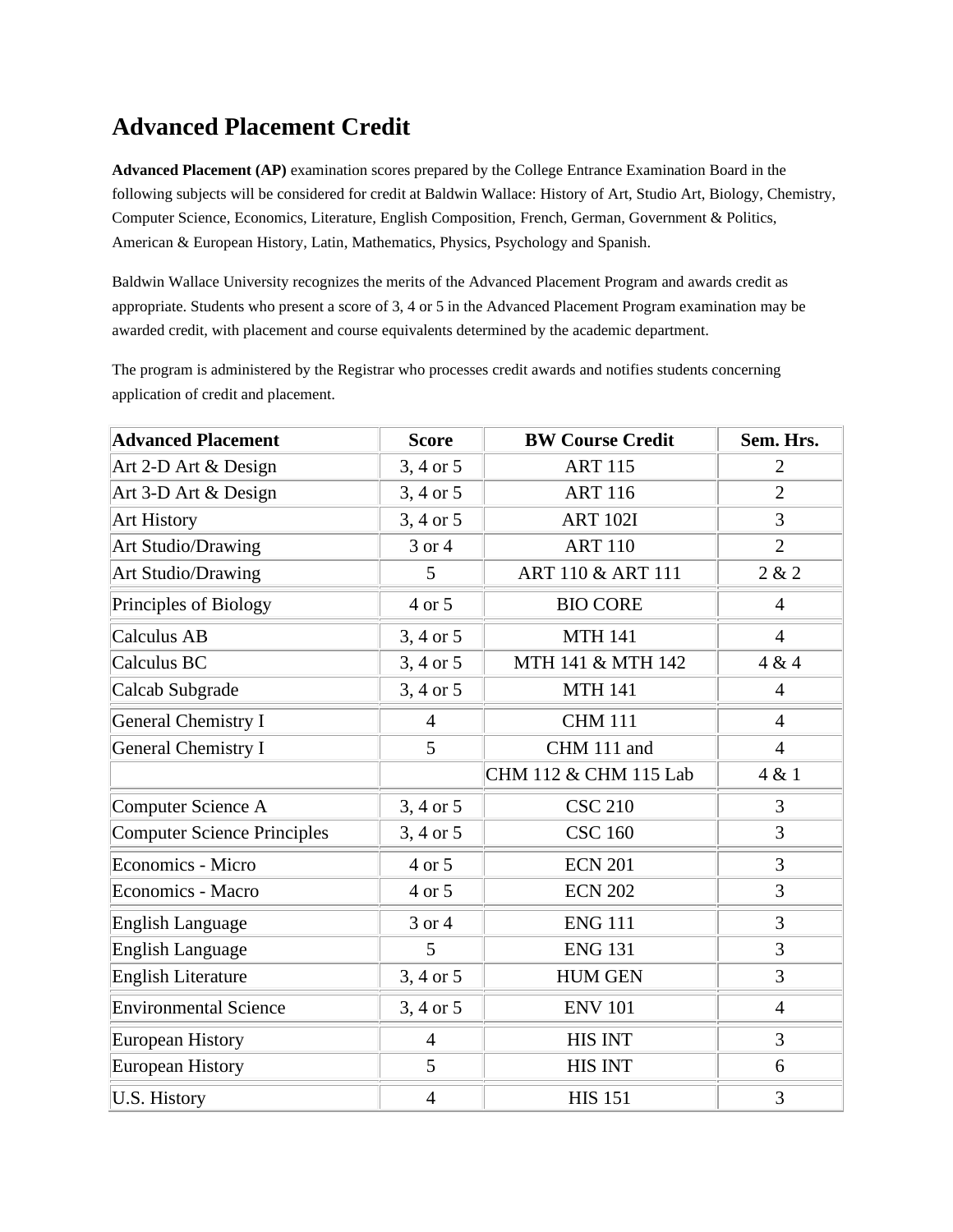# Advanced Placement Credit

**Advanced Placement (AP)** examination scores prepared by the College Entrance Examination Board in the following subjects will be considered for credit at Baldwin Wallace: History of Art, Studio Art, Biology, Chemistry, Computer Science, Economics, Literature, English Composition, French, German, Government & Politics, American & European History, Latin, Mathematics, Physics, Psychology and Spanish.

Baldwin Wallace University recognizes the merits of the Advanced Placement Program and awards credit as appropriate. Students who present a score of 3, 4 or 5 in the Advanced Placement Program examination may be awarded credit, with placement and course equivalents determined by the academic department.

The program is administered by the Registrar who processes credit awards and notifies students concerning application of credit and placement.

| Advanced Placement | Score | BW Course Credit | Sem. Hrs. |
|---|---|---|---|
| Art 2-D Art & Design | 3, 4 or 5 | ART 115 | 2 |
| Art 3-D Art & Design | 3, 4 or 5 | ART 116 | 2 |
| Art History | 3, 4 or 5 | ART 102I | 3 |
| Art Studio/Drawing | 3 or 4 | ART 110 | 2 |
| Art Studio/Drawing | 5 | ART 110 & ART 111 | 2 & 2 |
| Principles of Biology | 4 or 5 | BIO CORE | 4 |
| Calculus AB | 3, 4 or 5 | MTH 141 | 4 |
| Calculus BC | 3, 4 or 5 | MTH 141 & MTH 142 | 4 & 4 |
| Calcab Subgrade | 3, 4 or 5 | MTH 141 | 4 |
| General Chemistry I | 4 | CHM 111 | 4 |
| General Chemistry I | 5 | CHM 111 and | 4 |
| | | CHM 112 & CHM 115 Lab | 4 & 1 |
| Computer Science A | 3, 4 or 5 | CSC 210 | 3 |
| Computer Science Principles | 3, 4 or 5 | CSC 160 | 3 |
| Economics - Micro | 4 or 5 | ECN 201 | 3 |
| Economics - Macro | 4 or 5 | ECN 202 | 3 |
| English Language | 3 or 4 | ENG 111 | 3 |
| English Language | 5 | ENG 131 | 3 |
| English Literature | 3, 4 or 5 | HUM GEN | 3 |
| Environmental Science | 3, 4 or 5 | ENV 101 | 4 |
| European History | 4 | HIS INT | 3 |
| European History | 5 | HIS INT | 6 |
| U.S. History | 4 | HIS 151 | 3 |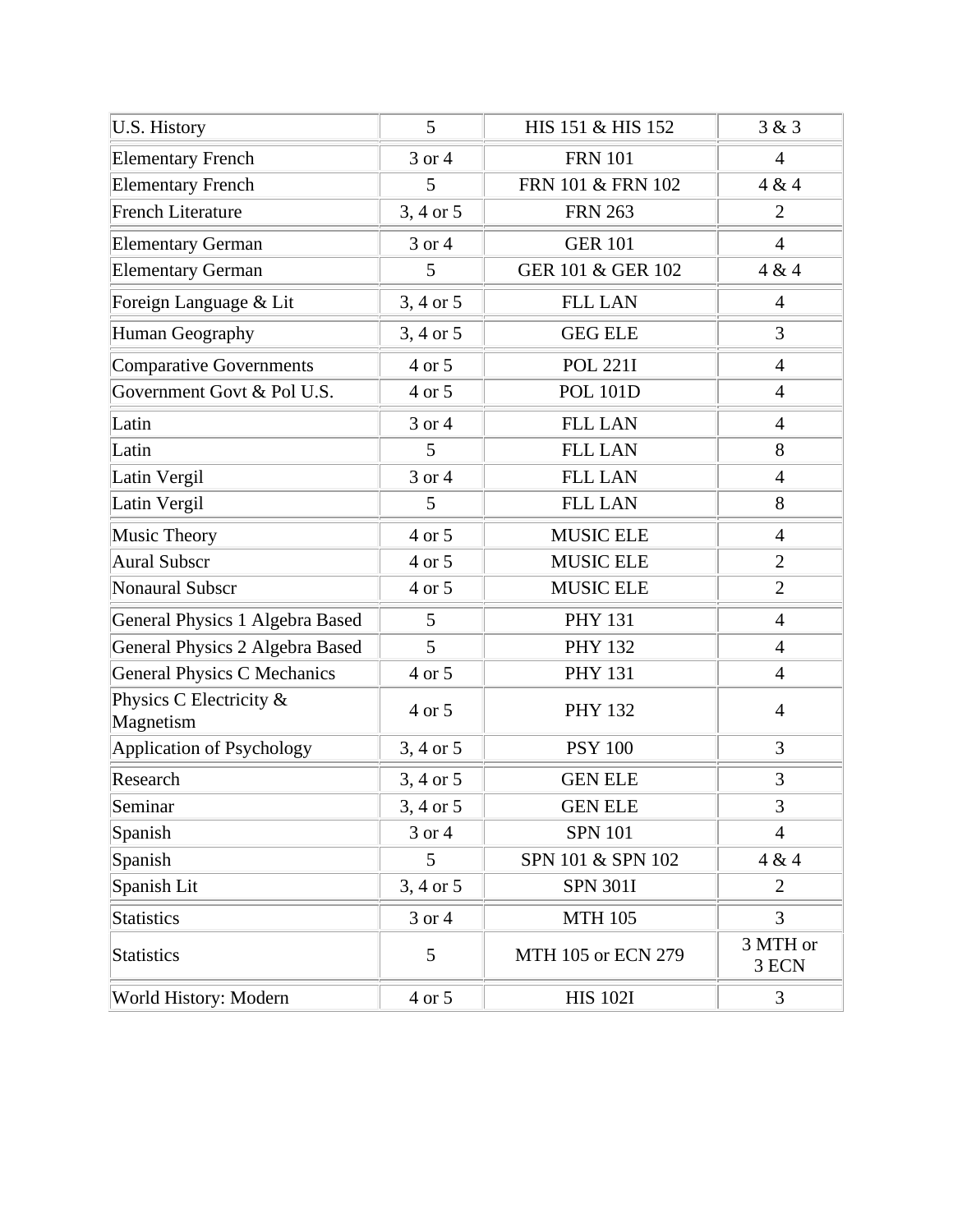| | | | |
|---|---|---|---|
| U.S. History | 5 | HIS 151 & HIS 152 | 3 & 3 |
| Elementary French | 3 or 4 | FRN 101 | 4 |
| Elementary French | 5 | FRN 101 & FRN 102 | 4 & 4 |
| French Literature | 3, 4 or 5 | FRN 263 | 2 |
| Elementary German | 3 or 4 | GER 101 | 4 |
| Elementary German | 5 | GER 101 & GER 102 | 4 & 4 |
| Foreign Language & Lit | 3, 4 or 5 | FLL LAN | 4 |
| Human Geography | 3, 4 or 5 | GEG ELE | 3 |
| Comparative Governments | 4 or 5 | POL 221I | 4 |
| Government Govt & Pol U.S. | 4 or 5 | POL 101D | 4 |
| Latin | 3 or 4 | FLL LAN | 4 |
| Latin | 5 | FLL LAN | 8 |
| Latin Vergil | 3 or 4 | FLL LAN | 4 |
| Latin Vergil | 5 | FLL LAN | 8 |
| Music Theory | 4 or 5 | MUSIC ELE | 4 |
| Aural Subscr | 4 or 5 | MUSIC ELE | 2 |
| Nonaural Subscr | 4 or 5 | MUSIC ELE | 2 |
| General Physics 1 Algebra Based | 5 | PHY 131 | 4 |
| General Physics 2 Algebra Based | 5 | PHY 132 | 4 |
| General Physics C Mechanics | 4 or 5 | PHY 131 | 4 |
| Physics C Electricity & Magnetism | 4 or 5 | PHY 132 | 4 |
| Application of Psychology | 3, 4 or 5 | PSY 100 | 3 |
| Research | 3, 4 or 5 | GEN ELE | 3 |
| Seminar | 3, 4 or 5 | GEN ELE | 3 |
| Spanish | 3 or 4 | SPN 101 | 4 |
| Spanish | 5 | SPN 101 & SPN 102 | 4 & 4 |
| Spanish Lit | 3, 4 or 5 | SPN 301I | 2 |
| Statistics | 3 or 4 | MTH 105 | 3 |
| Statistics | 5 | MTH 105 or ECN 279 | 3 MTH or 3 ECN |
| World History: Modern | 4 or 5 | HIS 102I | 3 |